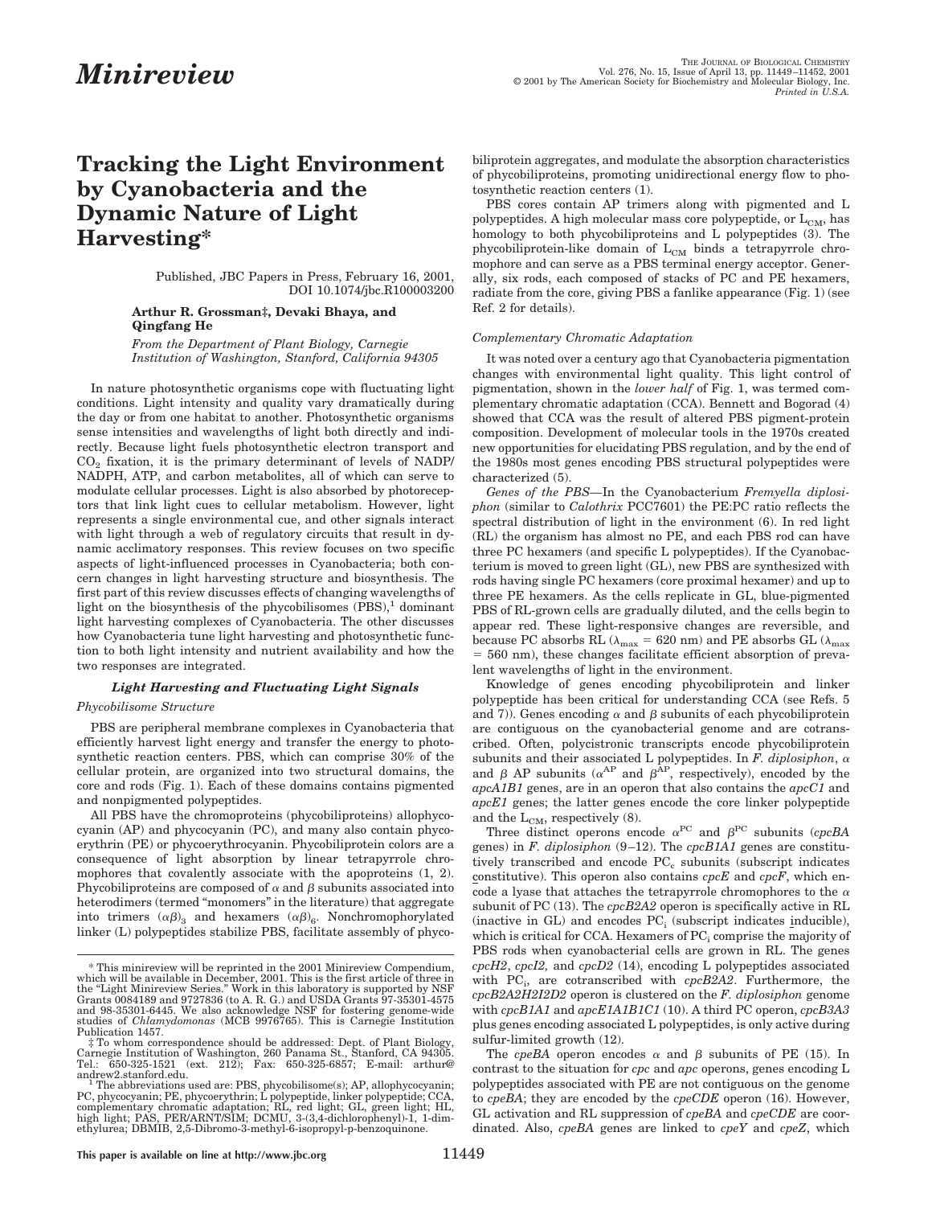# Minireview

# Tracking the Light Environment by Cyanobacteria and the Dynamic Nature of Light Harvesting*

Published, JBC Papers in Press, February 16, 2001, DOI 10.1074/jbc.R100003200

**Arthur R. Grossman‡, Devaki Bhaya, and Qingfang He**

*From the Department of Plant Biology, Carnegie Institution of Washington, Stanford, California 94305*

In nature photosynthetic organisms cope with fluctuating light conditions. Light intensity and quality vary dramatically during the day or from one habitat to another. Photosynthetic organisms sense intensities and wavelengths of light both directly and indirectly. Because light fuels photosynthetic electron transport and $CO_2$ fixation, it is the primary determinant of levels of NADP/NADPH, ATP, and carbon metabolites, all of which can serve to modulate cellular processes. Light is also absorbed by photoreceptors that link light cues to cellular metabolism. However, light represents a single environmental cue, and other signals interact with light through a web of regulatory circuits that result in dynamic acclimatory responses. This review focuses on two specific aspects of light-influenced processes in Cyanobacteria; both concern changes in light harvesting structure and biosynthesis. The first part of this review discusses effects of changing wavelengths of light on the biosynthesis of the phycobilisomes (PBS),[1] dominant light harvesting complexes of Cyanobacteria. The other discusses how Cyanobacteria tune light harvesting and photosynthetic function to both light intensity and nutrient availability and how the two responses are integrated.

## Light Harvesting and Fluctuating Light Signals

### *Phycobilisome Structure*

PBS are peripheral membrane complexes in Cyanobacteria that efficiently harvest light energy and transfer the energy to photosynthetic reaction centers. PBS, which can comprise 30% of the cellular protein, are organized into two structural domains, the core and rods (Fig. 1). Each of these domains contains pigmented and nonpigmented polypeptides.

All PBS have the chromoproteins (phycobiliproteins) allophycocyanin (AP) and phycocyanin (PC), and many also contain phycoerythrin (PE) or phycoerythrocyanin. Phycobiliprotein colors are a consequence of light absorption by linear tetrapyrrole chromophores that covalently associate with the apoproteins (1, 2). Phycobiliproteins are composed of $\alpha$ and $\beta$ subunits associated into heterodimers (termed "monomers" in the literature) that aggregate into trimers $(\alpha\beta)_3$ and hexamers $(\alpha\beta)_6$. Nonchromophorylated linker (L) polypeptides stabilize PBS, facilitate assembly of phycobiliprotein aggregates, and modulate the absorption characteristics of phycobiliproteins, promoting unidirectional energy flow to photosynthetic reaction centers (1).

PBS cores contain AP trimers along with pigmented and L polypeptides. A high molecular mass core polypeptide, or $L_{CM}$, has homology to both phycobiliproteins and L polypeptides (3). The phycobiliprotein-like domain of $L_{CM}$ binds a tetrapyrrole chromophore and can serve as a PBS terminal energy acceptor. Generally, six rods, each composed of stacks of PC and PE hexamers, radiate from the core, giving PBS a fanlike appearance (Fig. 1) (see Ref. 2 for details).

### *Complementary Chromatic Adaptation*

It was noted over a century ago that Cyanobacteria pigmentation changes with environmental light quality. This light control of pigmentation, shown in the *lower half* of Fig. 1, was termed complementary chromatic adaptation (CCA). Bennett and Bogorad (4) showed that CCA was the result of altered PBS pigment-protein composition. Development of molecular tools in the 1970s created new opportunities for elucidating PBS regulation, and by the end of the 1980s most genes encoding PBS structural polypeptides were characterized (5).

*Genes of the PBS*—In the Cyanobacterium *Fremyella diplosiphon* (similar to *Calothrix* PCC7601) the PE:PC ratio reflects the spectral distribution of light in the environment (6). In red light (RL) the organism has almost no PE, and each PBS rod can have three PC hexamers (and specific L polypeptides). If the Cyanobacterium is moved to green light (GL), new PBS are synthesized with rods having single PC hexamers (core proximal hexamer) and up to three PE hexamers. As the cells replicate in GL, blue-pigmented PBS of RL-grown cells are gradually diluted, and the cells begin to appear red. These light-responsive changes are reversible, and because PC absorbs RL ($\lambda_{max}$ = 620 nm) and PE absorbs GL ($\lambda_{max}$ = 560 nm), these changes facilitate efficient absorption of prevalent wavelengths of light in the environment.

Knowledge of genes encoding phycobiliprotein and linker polypeptide has been critical for understanding CCA (see Refs. 5 and 7)). Genes encoding $\alpha$ and $\beta$ subunits of each phycobiliprotein are contiguous on the cyanobacterial genome and are cotranscribed. Often, polycistronic transcripts encode phycobiliprotein subunits and their associated L polypeptides. In *F. diplosiphon*, $\alpha$ and $\beta$ AP subunits ($\alpha^{AP}$ and $\beta^{AP}$, respectively), encoded by the *apcA1B1* genes, are in an operon that also contains the *apcC1* and *apcE1* genes; the latter genes encode the core linker polypeptide and the $L_{CM}$, respectively (8).

Three distinct operons encode $\alpha^{PC}$ and $\beta^{PC}$ subunits (*cpcBA* genes) in *F. diplosiphon* (9–12). The *cpcB1A1* genes are constitutively transcribed and encode $PC_c$ subunits (subscript indicates constitutive). This operon also contains *cpcE* and *cpcF*, which encode a lyase that attaches the tetrapyrrole chromophores to the $\alpha$ subunit of PC (13). The *cpcB2A2* operon is specifically active in RL (inactive in GL) and encodes $PC_i$ (subscript indicates inducible), which is critical for CCA. Hexamers of $PC_i$ comprise the majority of PBS rods when cyanobacterial cells are grown in RL. The genes *cpcH2*, *cpcI2*, and *cpcD2* (14), encoding L polypeptides associated with $PC_i$, are cotranscribed with *cpcB2A2*. Furthermore, the *cpcB2A2H2I2D2* operon is clustered on the *F. diplosiphon* genome with *cpcB1A1* and *apcE1A1B1C1* (10). A third PC operon, *cpcB3A3* plus genes encoding associated L polypeptides, is only active during sulfur-limited growth (12).

The *cpeBA* operon encodes $\alpha$ and $\beta$ subunits of PE (15). In contrast to the situation for *cpc* and *apc* operons, genes encoding L polypeptides associated with PE are not contiguous on the genome to *cpeBA*; they are encoded by the *cpeCDE* operon (16). However, GL activation and RL suppression of *cpeBA* and *cpeCDE* are coordinated. Also, *cpeBA* genes are linked to *cpeY* and *cpeZ*, which

---

* This minireview will be reprinted in the 2001 Minireview Compendium, which will be available in December, 2001. This is the first article of three in the "Light Minireview Series." Work in this laboratory is supported by NSF Grants 0084189 and 9727836 (to A. R. G.) and USDA Grants 97-35301-4575 and 98-35301-6445. We also acknowledge NSF for fostering genome-wide studies of *Chlamydomonas* (MCB 9976765). This is Carnegie Institution Publication 1457.

‡ To whom correspondence should be addressed: Dept. of Plant Biology, Carnegie Institution of Washington, 260 Panama St., Stanford, CA 94305. Tel.: 650-325-1521 (ext. 212); Fax: 650-325-6857; E-mail: arthur@andrew2.stanford.edu.

[1] The abbreviations used are: PBS, phycobilisome(s); AP, allophycocyanin; PC, phycocyanin; PE, phycoerythrin; L polypeptide, linker polypeptide; CCA, complementary chromatic adaptation; RL, red light; GL, green light; HL, high light; PAS, PER/ARNT/SIM; DCMU, 3-(3,4-dichlorophenyl)-1, 1-dimethylurea; DBMIB, 2,5-Dibromo-3-methyl-6-isopropyl-p-benzoquinone.

This paper is available on line at http://www.jbc.org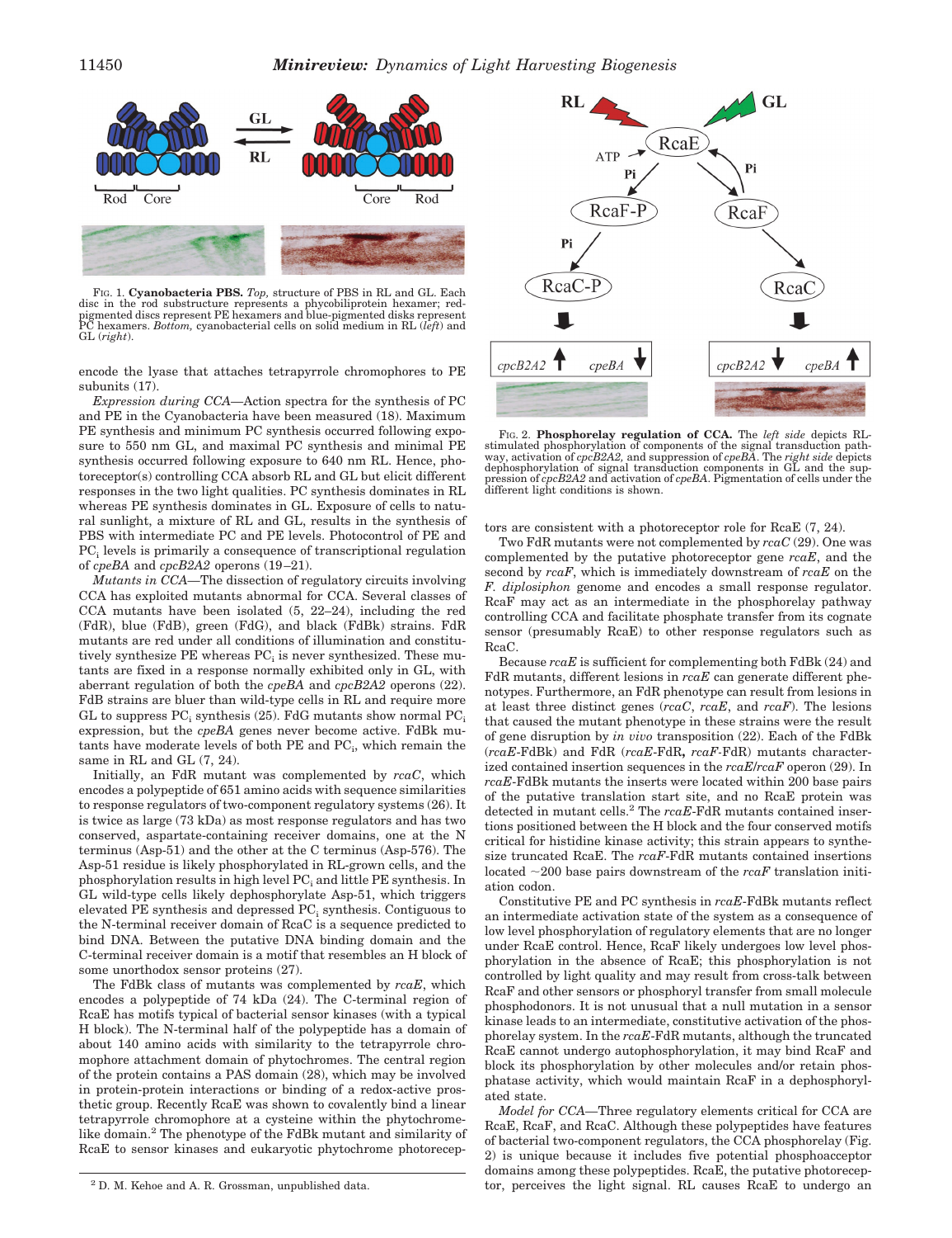FIG. 1. **Cyanobacteria PBS.** *Top,* structure of PBS in RL and GL. Each disc in the rod substructure represents a phycobiliprotein hexamer; red-pigmented discs represent PE hexamers and blue-pigmented disks represent PC hexamers. *Bottom,* cyanobacterial cells on solid medium in RL (*left*) and GL (*right*).

encode the lyase that attaches tetrapyrrole chromophores to PE subunits (17).

*Expression during CCA*—Action spectra for the synthesis of PC and PE in the Cyanobacteria have been measured (18). Maximum PE synthesis and minimum PC synthesis occurred following exposure to 550 nm GL, and maximal PC synthesis and minimal PE synthesis occurred following exposure to 640 nm RL. Hence, photoreceptor(s) controlling CCA absorb RL and GL but elicit different responses in the two light qualities. PC synthesis dominates in RL whereas PE synthesis dominates in GL. Exposure of cells to natural sunlight, a mixture of RL and GL, results in the synthesis of PBS with intermediate PC and PE levels. Photocontrol of PE and $PC_i$ levels is primarily a consequence of transcriptional regulation of *cpeBA* and *cpcB2A2* operons (19–21).

*Mutants in CCA*—The dissection of regulatory circuits involving CCA has exploited mutants abnormal for CCA. Several classes of CCA mutants have been isolated (5, 22–24), including the red (FdR), blue (FdB), green (FdG), and black (FdBk) strains. FdR mutants are red under all conditions of illumination and constitutively synthesize PE whereas $PC_i$ is never synthesized. These mutants are fixed in a response normally exhibited only in GL, with aberrant regulation of both the *cpeBA* and *cpcB2A2* operons (22). FdB strains are bluer than wild-type cells in RL and require more GL to suppress $PC_i$ synthesis (25). FdG mutants show normal $PC_i$ expression, but the *cpeBA* genes never become active. FdBk mutants have moderate levels of both PE and $PC_i$, which remain the same in RL and GL (7, 24).

Initially, an FdR mutant was complemented by *rcaC*, which encodes a polypeptide of 651 amino acids with sequence similarities to response regulators of two-component regulatory systems (26). It is twice as large (73 kDa) as most response regulators and has two conserved, aspartate-containing receiver domains, one at the N terminus (Asp-51) and the other at the C terminus (Asp-576). The Asp-51 residue is likely phosphorylated in RL-grown cells, and the phosphorylation results in high level $PC_i$ and little PE synthesis. In GL wild-type cells likely dephosphorylate Asp-51, which triggers elevated PE synthesis and depressed $PC_i$ synthesis. Contiguous to the N-terminal receiver domain of RcaC is a sequence predicted to bind DNA. Between the putative DNA binding domain and the C-terminal receiver domain is a motif that resembles an H block of some unorthodox sensor proteins (27).

The FdBk class of mutants was complemented by *rcaE*, which encodes a polypeptide of 74 kDa (24). The C-terminal region of RcaE has motifs typical of bacterial sensor kinases (with a typical H block). The N-terminal half of the polypeptide has a domain of about 140 amino acids with similarity to the tetrapyrrole chromophore attachment domain of phytochromes. The central region of the protein contains a PAS domain (28), which may be involved in protein-protein interactions or binding of a redox-active prosthetic group. Recently RcaE was shown to covalently bind a linear tetrapyrrole chromophore at a cysteine within the phytochrome-like domain.[2] The phenotype of the FdBk mutant and similarity of RcaE to sensor kinases and eukaryotic phytochrome photoreceptors are consistent with a photoreceptor role for RcaE (7, 24).

FIG. 2. **Phosphorelay regulation of CCA.** The *left side* depicts RL-stimulated phosphorylation of components of the signal transduction pathway, activation of *cpcB2A2,* and suppression of *cpeBA*. The *right side* depicts dephosphorylation of signal transduction components in GL and the suppression of *cpcB2A2* and activation of *cpeBA*. Pigmentation of cells under the different light conditions is shown.

Two FdR mutants were not complemented by *rcaC* (29). One was complemented by the putative photoreceptor gene *rcaE*, and the second by *rcaF*, which is immediately downstream of *rcaE* on the *F. diplosiphon* genome and encodes a small response regulator. RcaF may act as an intermediate in the phosphorelay pathway controlling CCA and facilitate phosphate transfer from its cognate sensor (presumably RcaE) to other response regulators such as RcaC.

Because *rcaE* is sufficient for complementing both FdBk (24) and FdR mutants, different lesions in *rcaE* can generate different phenotypes. Furthermore, an FdR phenotype can result from lesions in at least three distinct genes (*rcaC*, *rcaE*, and *rcaF*). The lesions that caused the mutant phenotype in these strains were the result of gene disruption by *in vivo* transposition (22). Each of the FdBk (*rcaE*-FdBk) and FdR (*rcaE*-FdR**,** *rcaF*-FdR) mutants characterized contained insertion sequences in the *rcaE/rcaF* operon (29). In *rcaE*-FdBk mutants the inserts were located within 200 base pairs of the putative translation start site, and no RcaE protein was detected in mutant cells.[2] The *rcaE*-FdR mutants contained insertions positioned between the H block and the four conserved motifs critical for histidine kinase activity; this strain appears to synthesize truncated RcaE. The *rcaF*-FdR mutants contained insertions located ~200 base pairs downstream of the *rcaF* translation initiation codon.

Constitutive PE and PC synthesis in *rcaE*-FdBk mutants reflect an intermediate activation state of the system as a consequence of low level phosphorylation of regulatory elements that are no longer under RcaE control. Hence, RcaF likely undergoes low level phosphorylation in the absence of RcaE; this phosphorylation is not controlled by light quality and may result from cross-talk between RcaF and other sensors or phosphoryl transfer from small molecule phosphodonors. It is not unusual that a null mutation in a sensor kinase leads to an intermediate, constitutive activation of the phosphorelay system. In the *rcaE*-FdR mutants, although the truncated RcaE cannot undergo autophosphorylation, it may bind RcaF and block its phosphorylation by other molecules and/or retain phosphatase activity, which would maintain RcaF in a dephosphorylated state.

*Model for CCA*—Three regulatory elements critical for CCA are RcaE, RcaF, and RcaC. Although these polypeptides have features of bacterial two-component regulators, the CCA phosphorelay (Fig. 2) is unique because it includes five potential phosphoacceptor domains among these polypeptides. RcaE, the putative photoreceptor, perceives the light signal. RL causes RcaE to undergo an

[2] D. M. Kehoe and A. R. Grossman, unpublished data.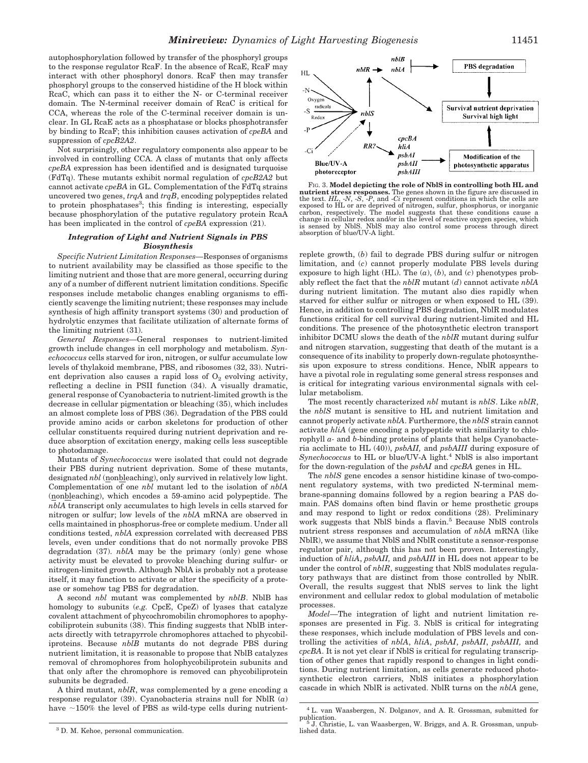autophosphorylation followed by transfer of the phosphoryl groups to the response regulator RcaF. In the absence of RcaE, RcaF may interact with other phosphoryl donors. RcaF then may transfer phosphoryl groups to the conserved histidine of the H block within RcaC, which can pass it to either the N- or C-terminal receiver domain. The N-terminal receiver domain of RcaC is critical for CCA, whereas the role of the C-terminal receiver domain is unclear. In GL RcaE acts as a phosphatase or blocks phosphotransfer by binding to RcaF; this inhibition causes activation of *cpeBA* and suppression of *cpcB2A2*.

Not surprisingly, other regulatory components also appear to be involved in controlling CCA. A class of mutants that only affects *cpeBA* expression has been identified and is designated turquoise (FdTq). These mutants exhibit normal regulation of *cpcB2A2* but cannot activate *cpeBA* in GL. Complementation of the FdTq strains uncovered two genes, *trqA* and *trqB*, encoding polypeptides related to protein phosphatases[3]; this finding is interesting, especially because phosphorylation of the putative regulatory protein RcaA has been implicated in the control of *cpeBA* expression (21).

### *Integration of Light and Nutrient Signals in PBS Biosynthesis*

*Specific Nutrient Limitation Responses*—Responses of organisms to nutrient availability may be classified as those specific to the limiting nutrient and those that are more general, occurring during any of a number of different nutrient limitation conditions. Specific responses include metabolic changes enabling organisms to efficiently scavenge the limiting nutrient; these responses may include synthesis of high affinity transport systems (30) and production of hydrolytic enzymes that facilitate utilization of alternate forms of the limiting nutrient (31).

*General Responses*—General responses to nutrient-limited growth include changes in cell morphology and metabolism. *Synechococcus* cells starved for iron, nitrogen, or sulfur accumulate low levels of thylakoid membrane, PBS, and ribosomes (32, 33). Nutrient deprivation also causes a rapid loss of $O_2$ evolving activity, reflecting a decline in PSII function (34). A visually dramatic, general response of Cyanobacteria to nutrient-limited growth is the decrease in cellular pigmentation or bleaching (35), which includes an almost complete loss of PBS (36). Degradation of the PBS could provide amino acids or carbon skeletons for production of other cellular constituents required during nutrient deprivation and reduce absorption of excitation energy, making cells less susceptible to photodamage.

Mutants of *Synechococcus* were isolated that could not degrade their PBS during nutrient deprivation. Some of these mutants, designated *nbl* (nonbleaching), only survived in relatively low light. Complementation of one *nbl* mutant led to the isolation of *nblA* (nonbleaching), which encodes a 59-amino acid polypeptide. The *nblA* transcript only accumulates to high levels in cells starved for nitrogen or sulfur; low levels of the *nblA* mRNA are observed in cells maintained in phosphorus-free or complete medium. Under all conditions tested, *nblA* expression correlated with decreased PBS levels, even under conditions that do not normally provoke PBS degradation (37). *nblA* may be the primary (only) gene whose activity must be elevated to provoke bleaching during sulfur- or nitrogen-limited growth. Although NblA is probably not a protease itself, it may function to activate or alter the specificity of a protease or somehow tag PBS for degradation.

A second *nbl* mutant was complemented by *nblB*. NblB has homology to subunits (*e.g.* CpcE, CpeZ) of lyases that catalyze covalent attachment of phycochromobilin chromophores to apophycobiliprotein subunits (38). This finding suggests that NblB interacts directly with tetrapyrrole chromophores attached to phycobiliproteins. Because *nblB* mutants do not degrade PBS during nutrient limitation, it is reasonable to propose that NblB catalyzes removal of chromophores from holophycobiliprotein subunits and that only after the chromophore is removed can phycobiliprotein subunits be degraded.

A third mutant, *nblR*, was complemented by a gene encoding a response regulator (39). Cyanobacteria strains null for NblR (*a*) have ~150% the level of PBS as wild-type cells during nutrient-replete growth, (*b*) fail to degrade PBS during sulfur or nitrogen limitation, and (*c*) cannot properly modulate PBS levels during exposure to high light (HL). The (*a*), (*b*), and (*c*) phenotypes probably reflect the fact that the *nblR* mutant (*d*) cannot activate *nblA* during nutrient limitation. The mutant also dies rapidly when starved for either sulfur or nitrogen or when exposed to HL (39). Hence, in addition to controlling PBS degradation, NblR modulates functions critical for cell survival during nutrient-limited and HL conditions. The presence of the photosynthetic electron transport inhibitor DCMU slows the death of the *nblR* mutant during sulfur and nitrogen starvation, suggesting that death of the mutant is a consequence of its inability to properly down-regulate photosynthesis upon exposure to stress conditions. Hence, NblR appears to have a pivotal role in regulating some general stress responses and is critical for integrating various environmental signals with cellular metabolism.

The most recently characterized *nbl* mutant is *nblS*. Like *nblR*, the *nblS* mutant is sensitive to HL and nutrient limitation and cannot properly activate *nblA*. Furthermore, the *nblS* strain cannot activate *hliA* (gene encoding a polypeptide with similarity to chlorophyll *a*- and *b*-binding proteins of plants that helps Cyanobacteria acclimate to HL (40)), *psbAII,* and *psbAIII* during exposure of *Synechococcus* to HL or blue/UV-A light.[4] NblS is also important for the down-regulation of the *psbAI* and *cpcBA* genes in HL.

The *nblS* gene encodes a sensor histidine kinase of two-component regulatory systems, with two predicted N-terminal membrane-spanning domains followed by a region bearing a PAS domain. PAS domains often bind flavin or heme prosthetic groups and may respond to light or redox conditions (28). Preliminary work suggests that NblS binds a flavin.[5] Because NblS controls nutrient stress responses and accumulation of *nblA* mRNA (like NblR), we assume that NblS and NblR constitute a sensor-response regulator pair, although this has not been proven. Interestingly, induction of *hliA*, *psbAII,* and *psbAIII* in HL does not appear to be under the control of *nblR*, suggesting that NblS modulates regulatory pathways that are distinct from those controlled by NblR. Overall, the results suggest that NblS serves to link the light environment and cellular redox to global modulation of metabolic processes.

*Model*—The integration of light and nutrient limitation responses are presented in Fig. 3. NblS is critical for integrating these responses, which include modulation of PBS levels and controlling the activities of *nblA*, *hliA*, *psbAI*, *psbAII*, *psbAIII,* and *cpcBA*. It is not yet clear if NblS is critical for regulating transcription of other genes that rapidly respond to changes in light conditions. During nutrient limitation, as cells generate reduced photosynthetic electron carriers, NblS initiates a phosphorylation cascade in which NblR is activated. NblR turns on the *nblA* gene,

**FIG. 3. Model depicting the role of NblS in controlling both HL and nutrient stress responses.** The genes shown in the figure are discussed in the text. *HL*, *-N*, *-S*, *-P*, and *-Ci* represent conditions in which the cells are exposed to HL or are deprived of nitrogen, sulfur, phosphorus, or inorganic carbon, respectively. The model suggests that these conditions cause a change in cellular redox and/or in the level of reactive oxygen species, which is sensed by NblS. NblS may also control some process through direct absorption of blue/UV-A light.

[3] D. M. Kehoe, personal communication.

[4] L. van Waasbergen, N. Dolganov, and A. R. Grossman, submitted for publication.

[5] J. Christie, L. van Waasbergen, W. Briggs, and A. R. Grossman, unpublished data.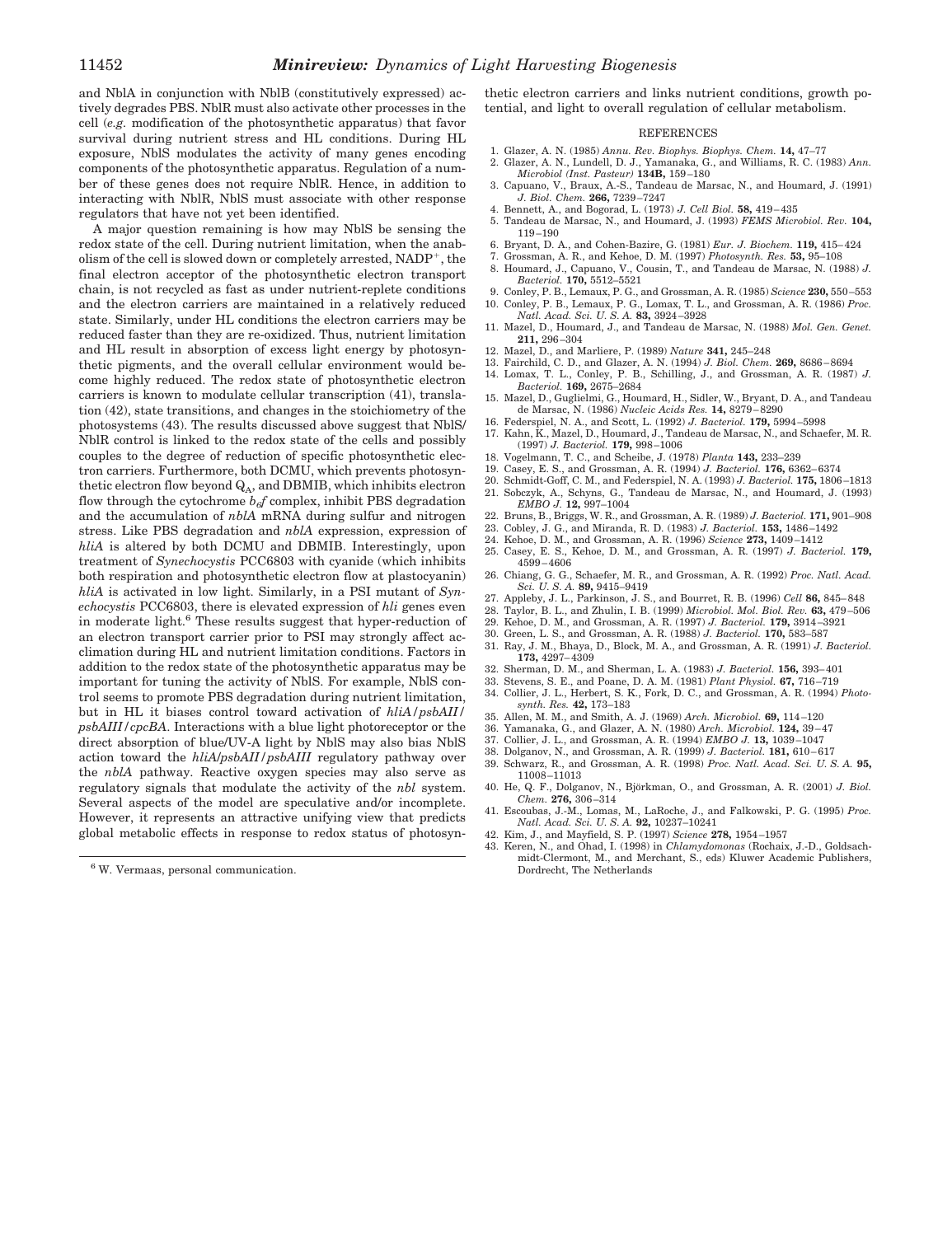and NblA in conjunction with NblB (constitutively expressed) actively degrades PBS. NblR must also activate other processes in the cell (*e.g.* modification of the photosynthetic apparatus) that favor survival during nutrient stress and HL conditions. During HL exposure, NblS modulates the activity of many genes encoding components of the photosynthetic apparatus. Regulation of a number of these genes does not require NblR. Hence, in addition to interacting with NblR, NblS must associate with other response regulators that have not yet been identified.

A major question remaining is how may NblS be sensing the redox state of the cell. During nutrient limitation, when the anabolism of the cell is slowed down or completely arrested, $NADP^+$, the final electron acceptor of the photosynthetic electron transport chain, is not recycled as fast as under nutrient-replete conditions and the electron carriers are maintained in a relatively reduced state. Similarly, under HL conditions the electron carriers may be reduced faster than they are re-oxidized. Thus, nutrient limitation and HL result in absorption of excess light energy by photosynthetic pigments, and the overall cellular environment would become highly reduced. The redox state of photosynthetic electron carriers is known to modulate cellular transcription (41), translation (42), state transitions, and changes in the stoichiometry of the photosystems (43). The results discussed above suggest that NblS/NblR control is linked to the redox state of the cells and possibly couples to the degree of reduction of specific photosynthetic electron carriers. Furthermore, both DCMU, which prevents photosynthetic electron flow beyond $Q_A$, and DBMIB, which inhibits electron flow through the cytochrome $b_6f$ complex, inhibit PBS degradation and the accumulation of *nblA* mRNA during sulfur and nitrogen stress. Like PBS degradation and *nblA* expression, expression of *hliA* is altered by both DCMU and DBMIB. Interestingly, upon treatment of *Synechocystis* PCC6803 with cyanide (which inhibits both respiration and photosynthetic electron flow at plastocyanin) *hliA* is activated in low light. Similarly, in a PSI mutant of *Synechocystis* PCC6803, there is elevated expression of *hli* genes even in moderate light.[6] These results suggest that hyper-reduction of an electron transport carrier prior to PSI may strongly affect acclimation during HL and nutrient limitation conditions. Factors in addition to the redox state of the photosynthetic apparatus may be important for tuning the activity of NblS. For example, NblS control seems to promote PBS degradation during nutrient limitation, but in HL it biases control toward activation of *hliA*/*psbAII*/*psbAIII*/*cpcBA*. Interactions with a blue light photoreceptor or the direct absorption of blue/UV-A light by NblS may also bias NblS action toward the *hliA*/*psbAII*/*psbAIII* regulatory pathway over the *nblA* pathway. Reactive oxygen species may also serve as regulatory signals that modulate the activity of the *nbl* system. Several aspects of the model are speculative and/or incomplete. However, it represents an attractive unifying view that predicts global metabolic effects in response to redox status of photosynthetic electron carriers and links nutrient conditions, growth potential, and light to overall regulation of cellular metabolism.

[6] W. Vermaas, personal communication.

## REFERENCES

1. Glazer, A. N. (1985) *Annu. Rev. Biophys. Biophys. Chem.* **14,** 47–77
2. Glazer, A. N., Lundell, D. J., Yamanaka, G., and Williams, R. C. (1983) *Ann. Microbiol (Inst. Pasteur)* **134B,** 159–180
3. Capuano, V., Braux, A.-S., Tandeau de Marsac, N., and Houmard, J. (1991) *J. Biol. Chem.* **266,** 7239–7247
4. Bennett, A., and Bogorad, L. (1973) *J. Cell Biol.* **58,** 419–435
5. Tandeau de Marsac, N., and Houmard, J. (1993) *FEMS Microbiol. Rev.* **104,** 119–190
6. Bryant, D. A., and Cohen-Bazire, G. (1981) *Eur. J. Biochem.* **119,** 415–424
7. Grossman, A. R., and Kehoe, D. M. (1997) *Photosynth. Res.* **53,** 95–108
8. Houmard, J., Capuano, V., Cousin, T., and Tandeau de Marsac, N. (1988) *J. Bacteriol.* **170,** 5512–5521
9. Conley, P. B., Lemaux, P. G., and Grossman, A. R. (1985) *Science* **230,** 550–553
10. Conley, P. B., Lemaux, P. G., Lomax, T. L., and Grossman, A. R. (1986) *Proc. Natl. Acad. Sci. U. S. A.* **83,** 3924–3928
11. Mazel, D., Houmard, J., and Tandeau de Marsac, N. (1988) *Mol. Gen. Genet.* **211,** 296–304
12. Mazel, D., and Marliere, P. (1989) *Nature* **341,** 245–248
13. Fairchild, C. D., and Glazer, A. N. (1994) *J. Biol. Chem.* **269,** 8686–8694
14. Lomax, T. L., Conley, P. B., Schilling, J., and Grossman, A. R. (1987) *J. Bacteriol.* **169,** 2675–2684
15. Mazel, D., Guglielmi, G., Houmard, H., Sidler, W., Bryant, D. A., and Tandeau de Marsac, N. (1986) *Nucleic Acids Res.* **14,** 8279–8290
16. Federspiel, N. A., and Scott, L. (1992) *J. Bacteriol.* **179,** 5994–5998
17. Kahn, K., Mazel, D., Houmard, J., Tandeau de Marsac, N., and Schaefer, M. R. (1997) *J. Bacteriol.* **179,** 998–1006
18. Vogelmann, T. C., and Scheibe, J. (1978) *Planta* **143,** 233–239
19. Casey, E. S., and Grossman, A. R. (1994) *J. Bacteriol.* **176,** 6362–6374
20. Schmidt-Goff, C. M., and Federspiel, N. A. (1993) *J. Bacteriol.* **175,** 1806–1813
21. Sobczyk, A., Schyns, G., Tandeau de Marsac, N., and Houmard, J. (1993) *EMBO J.* **12,** 997–1004
22. Bruns, B., Briggs, W. R., and Grossman, A. R. (1989) *J. Bacteriol.* **171,** 901–908
23. Cobley, J. G., and Miranda, R. D. (1983) *J. Bacteriol.* **153,** 1486–1492
24. Kehoe, D. M., and Grossman, A. R. (1996) *Science* **273,** 1409–1412
25. Casey, E. S., Kehoe, D. M., and Grossman, A. R. (1997) *J. Bacteriol.* **179,** 4599–4606
26. Chiang, G. G., Schaefer, M. R., and Grossman, A. R. (1992) *Proc. Natl. Acad. Sci. U. S. A.* **89,** 9415–9419
27. Appleby, J. L., Parkinson, J. S., and Bourret, R. B. (1996) *Cell* **86,** 845–848
28. Taylor, B. L., and Zhulin, I. B. (1999) *Microbiol. Mol. Biol. Rev.* **63,** 479–506
29. Kehoe, D. M., and Grossman, A. R. (1997) *J. Bacteriol.* **179,** 3914–3921
30. Green, L. S., and Grossman, A. R. (1988) *J. Bacteriol.* **170,** 583–587
31. Ray, J. M., Bhaya, D., Block, M. A., and Grossman, A. R. (1991) *J. Bacteriol.* **173,** 4297–4309
32. Sherman, D. M., and Sherman, L. A. (1983) *J. Bacteriol.* **156,** 393–401
33. Stevens, S. E., and Poane, D. A. M. (1981) *Plant Physiol.* **67,** 716–719
34. Collier, J. L., Herbert, S. K., Fork, D. C., and Grossman, A. R. (1994) *Photosynth. Res.* **42,** 173–183
35. Allen, M. M., and Smith, A. J. (1969) *Arch. Microbiol.* **69,** 114–120
36. Yamanaka, G., and Glazer, A. N. (1980) *Arch. Microbiol.* **124,** 39–47
37. Collier, J. L., and Grossman, A. R. (1994) *EMBO J.* **13,** 1039–1047
38. Dolganov, N., and Grossman, A. R. (1999) *J. Bacteriol.* **181,** 610–617
39. Schwarz, R., and Grossman, A. R. (1998) *Proc. Natl. Acad. Sci. U. S. A.* **95,** 11008–11013
40. He, Q. F., Dolganov, N., Björkman, O., and Grossman, A. R. (2001) *J. Biol. Chem.* **276,** 306–314
41. Escoubas, J.-M., Lomas, M., LaRoche, J., and Falkowski, P. G. (1995) *Proc. Natl. Acad. Sci. U. S. A.* **92,** 10237–10241
42. Kim, J., and Mayfield, S. P. (1997) *Science* **278,** 1954–1957
43. Keren, N., and Ohad, I. (1998) in *Chlamydomonas* (Rochaix, J.-D., Goldschmidt-Clermont, M., and Merchant, S., eds) Kluwer Academic Publishers, Dordrecht, The Netherlands